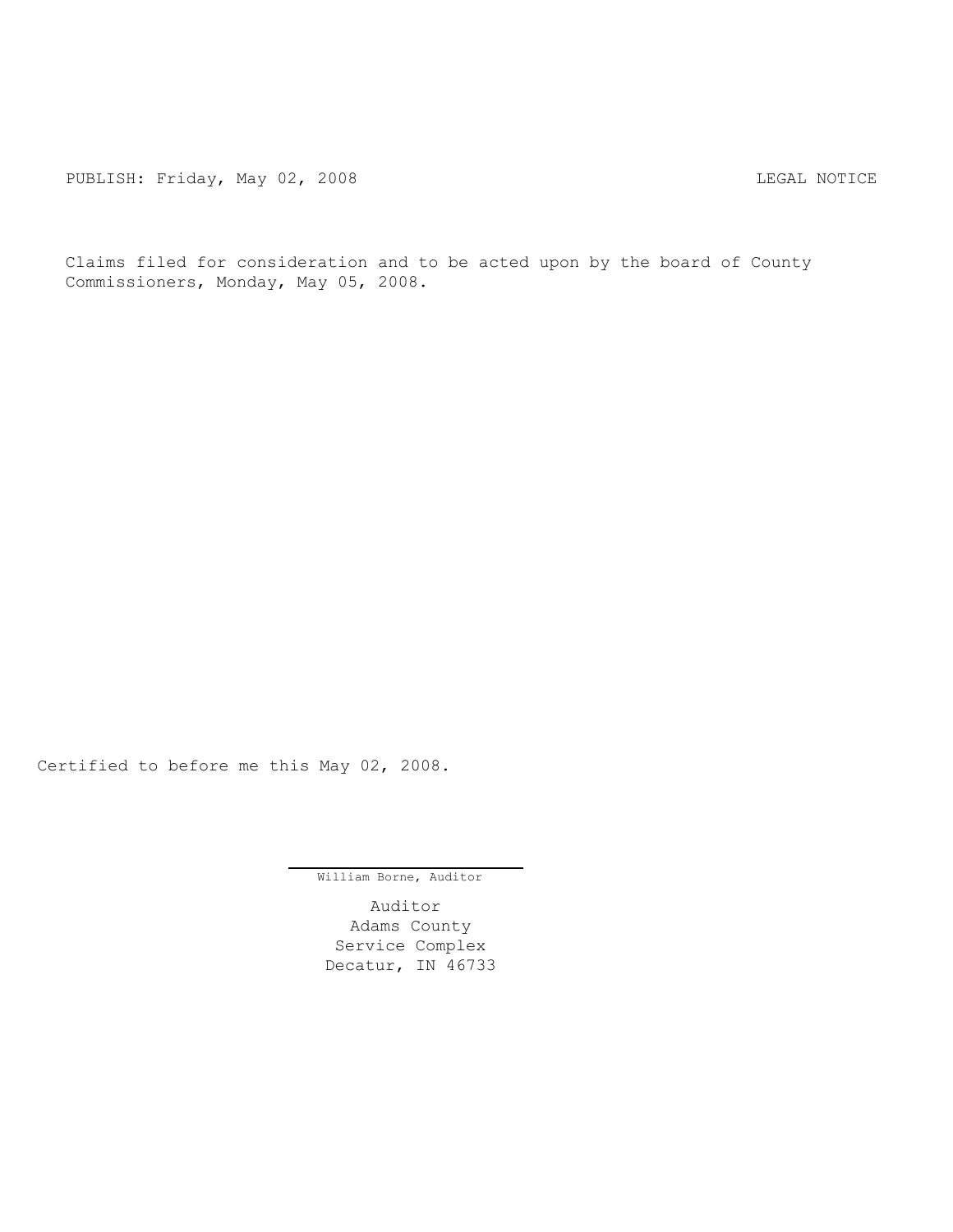PUBLISH: Friday, May 02, 2008 LEGAL NOTICE

Claims filed for consideration and to be acted upon by the board of County Commissioners, Monday, May 05, 2008.

Certified to before me this May 02, 2008.

William Borne, Auditor

Auditor
Adams County
Service Complex
Decatur, IN 46733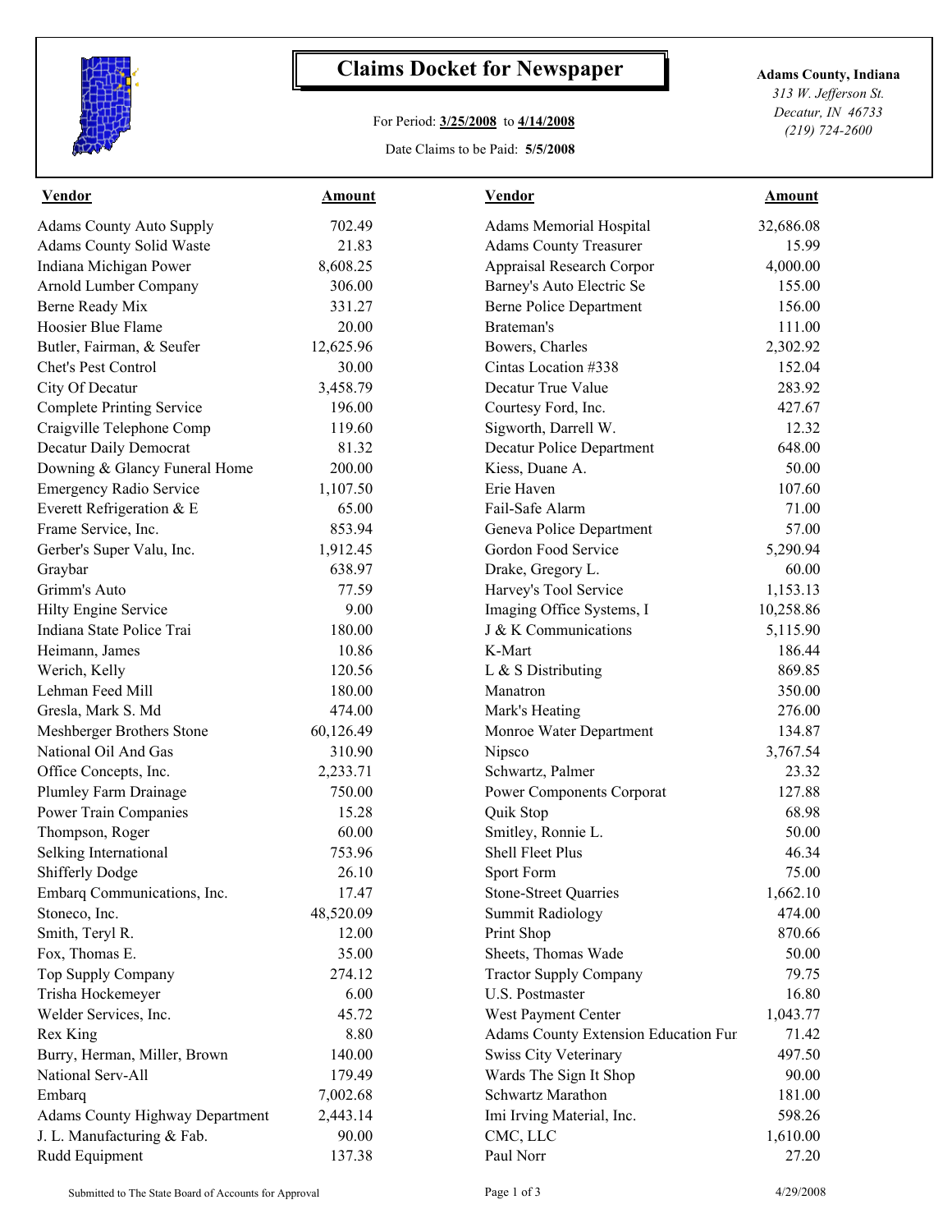# Claims Docket for Newspaper

For Period: **3/25/2008** to **4/14/2008**

Date Claims to be Paid: **5/5/2008**

**Adams County, Indiana**
*313 W. Jefferson St.*
*Decatur, IN 46733*
*(219) 724-2600*

| Vendor | Amount | Vendor | Amount |
|---|---|---|---|
| Adams County Auto Supply | 702.49 | Adams Memorial Hospital | 32,686.08 |
| Adams County Solid Waste | 21.83 | Adams County Treasurer | 15.99 |
| Indiana Michigan Power | 8,608.25 | Appraisal Research Corpor | 4,000.00 |
| Arnold Lumber Company | 306.00 | Barney's Auto Electric Se | 155.00 |
| Berne Ready Mix | 331.27 | Berne Police Department | 156.00 |
| Hoosier Blue Flame | 20.00 | Brateman's | 111.00 |
| Butler, Fairman, & Seufer | 12,625.96 | Bowers, Charles | 2,302.92 |
| Chet's Pest Control | 30.00 | Cintas Location #338 | 152.04 |
| City Of Decatur | 3,458.79 | Decatur True Value | 283.92 |
| Complete Printing Service | 196.00 | Courtesy Ford, Inc. | 427.67 |
| Craigville Telephone Comp | 119.60 | Sigworth, Darrell W. | 12.32 |
| Decatur Daily Democrat | 81.32 | Decatur Police Department | 648.00 |
| Downing & Glancy Funeral Home | 200.00 | Kiess, Duane A. | 50.00 |
| Emergency Radio Service | 1,107.50 | Erie Haven | 107.60 |
| Everett Refrigeration & E | 65.00 | Fail-Safe Alarm | 71.00 |
| Frame Service, Inc. | 853.94 | Geneva Police Department | 57.00 |
| Gerber's Super Valu, Inc. | 1,912.45 | Gordon Food Service | 5,290.94 |
| Graybar | 638.97 | Drake, Gregory L. | 60.00 |
| Grimm's Auto | 77.59 | Harvey's Tool Service | 1,153.13 |
| Hilty Engine Service | 9.00 | Imaging Office Systems, I | 10,258.86 |
| Indiana State Police Trai | 180.00 | J & K Communications | 5,115.90 |
| Heimann, James | 10.86 | K-Mart | 186.44 |
| Werich, Kelly | 120.56 | L & S Distributing | 869.85 |
| Lehman Feed Mill | 180.00 | Manatron | 350.00 |
| Gresla, Mark S. Md | 474.00 | Mark's Heating | 276.00 |
| Meshberger Brothers Stone | 60,126.49 | Monroe Water Department | 134.87 |
| National Oil And Gas | 310.90 | Nipsco | 3,767.54 |
| Office Concepts, Inc. | 2,233.71 | Schwartz, Palmer | 23.32 |
| Plumley Farm Drainage | 750.00 | Power Components Corporat | 127.88 |
| Power Train Companies | 15.28 | Quik Stop | 68.98 |
| Thompson, Roger | 60.00 | Smitley, Ronnie L. | 50.00 |
| Selking International | 753.96 | Shell Fleet Plus | 46.34 |
| Shifferly Dodge | 26.10 | Sport Form | 75.00 |
| Embarq Communications, Inc. | 17.47 | Stone-Street Quarries | 1,662.10 |
| Stoneco, Inc. | 48,520.09 | Summit Radiology | 474.00 |
| Smith, Teryl R. | 12.00 | Print Shop | 870.66 |
| Fox, Thomas E. | 35.00 | Sheets, Thomas Wade | 50.00 |
| Top Supply Company | 274.12 | Tractor Supply Company | 79.75 |
| Trisha Hockemeyer | 6.00 | U.S. Postmaster | 16.80 |
| Welder Services, Inc. | 45.72 | West Payment Center | 1,043.77 |
| Rex King | 8.80 | Adams County Extension Education Fur | 71.42 |
| Burry, Herman, Miller, Brown | 140.00 | Swiss City Veterinary | 497.50 |
| National Serv-All | 179.49 | Wards The Sign It Shop | 90.00 |
| Embarq | 7,002.68 | Schwartz Marathon | 181.00 |
| Adams County Highway Department | 2,443.14 | Imi Irving Material, Inc. | 598.26 |
| J. L. Manufacturing & Fab. | 90.00 | CMC, LLC | 1,610.00 |
| Rudd Equipment | 137.38 | Paul Norr | 27.20 |

Submitted to The State Board of Accounts for Approval

4/29/2008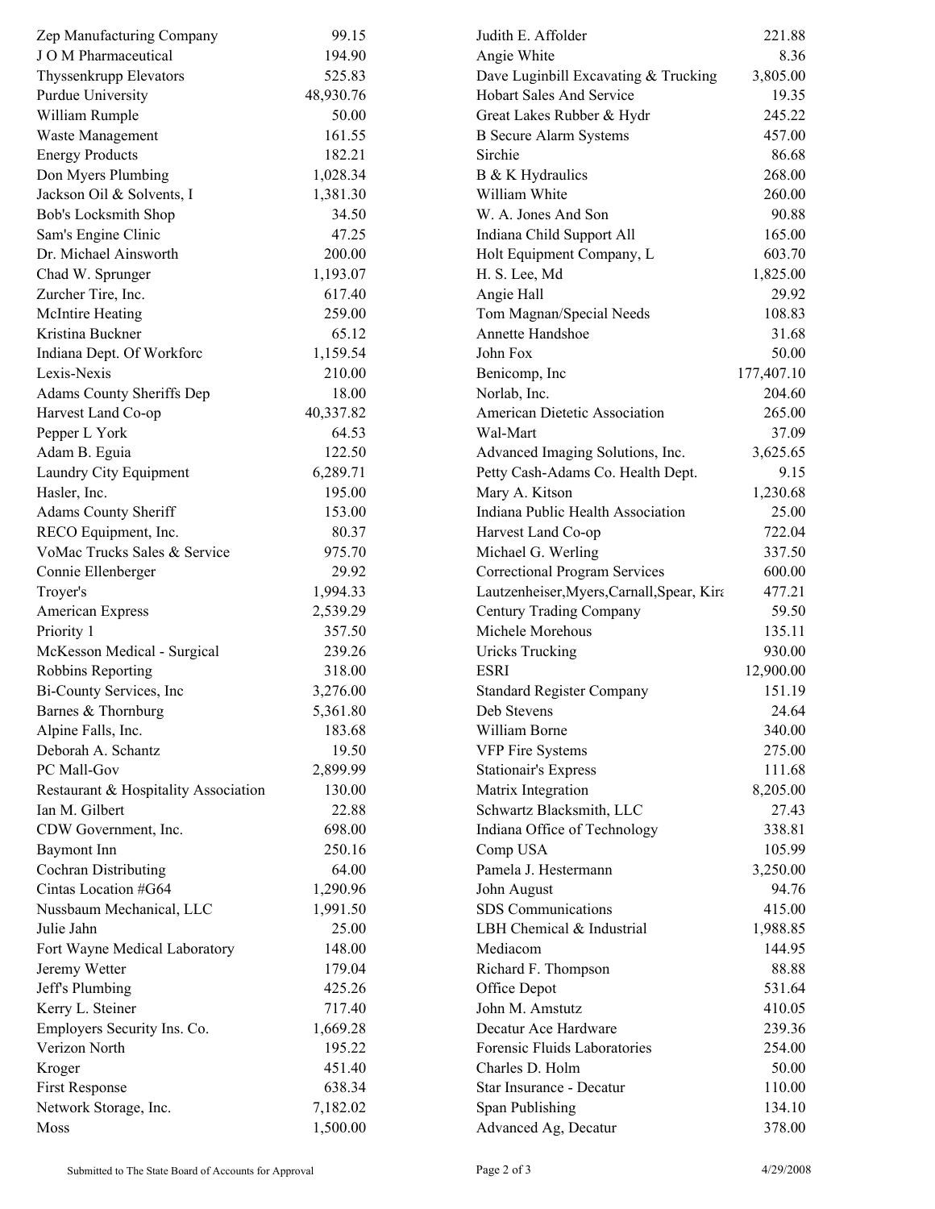| | |
|---|---|
| Zep Manufacturing Company | 99.15 |
| J O M Pharmaceutical | 194.90 |
| Thyssenkrupp Elevators | 525.83 |
| Purdue University | 48,930.76 |
| William Rumple | 50.00 |
| Waste Management | 161.55 |
| Energy Products | 182.21 |
| Don Myers Plumbing | 1,028.34 |
| Jackson Oil & Solvents, I | 1,381.30 |
| Bob's Locksmith Shop | 34.50 |
| Sam's Engine Clinic | 47.25 |
| Dr. Michael Ainsworth | 200.00 |
| Chad W. Sprunger | 1,193.07 |
| Zurcher Tire, Inc. | 617.40 |
| McIntire Heating | 259.00 |
| Kristina Buckner | 65.12 |
| Indiana Dept. Of Workforc | 1,159.54 |
| Lexis-Nexis | 210.00 |
| Adams County Sheriffs Dep | 18.00 |
| Harvest Land Co-op | 40,337.82 |
| Pepper L York | 64.53 |
| Adam B. Eguia | 122.50 |
| Laundry City Equipment | 6,289.71 |
| Hasler, Inc. | 195.00 |
| Adams County Sheriff | 153.00 |
| RECO Equipment, Inc. | 80.37 |
| VoMac Trucks Sales & Service | 975.70 |
| Connie Ellenberger | 29.92 |
| Troyer's | 1,994.33 |
| American Express | 2,539.29 |
| Priority 1 | 357.50 |
| McKesson Medical - Surgical | 239.26 |
| Robbins Reporting | 318.00 |
| Bi-County Services, Inc | 3,276.00 |
| Barnes & Thornburg | 5,361.80 |
| Alpine Falls, Inc. | 183.68 |
| Deborah A. Schantz | 19.50 |
| PC Mall-Gov | 2,899.99 |
| Restaurant & Hospitality Association | 130.00 |
| Ian M. Gilbert | 22.88 |
| CDW Government, Inc. | 698.00 |
| Baymont Inn | 250.16 |
| Cochran Distributing | 64.00 |
| Cintas Location #G64 | 1,290.96 |
| Nussbaum Mechanical, LLC | 1,991.50 |
| Julie Jahn | 25.00 |
| Fort Wayne Medical Laboratory | 148.00 |
| Jeremy Wetter | 179.04 |
| Jeff's Plumbing | 425.26 |
| Kerry L. Steiner | 717.40 |
| Employers Security Ins. Co. | 1,669.28 |
| Verizon North | 195.22 |
| Kroger | 451.40 |
| First Response | 638.34 |
| Network Storage, Inc. | 7,182.02 |
| Moss | 1,500.00 |
| Judith E. Affolder | 221.88 |
| Angie White | 8.36 |
| Dave Luginbill Excavating & Trucking | 3,805.00 |
| Hobart Sales And Service | 19.35 |
| Great Lakes Rubber & Hydr | 245.22 |
| B Secure Alarm Systems | 457.00 |
| Sirchie | 86.68 |
| B & K Hydraulics | 268.00 |
| William White | 260.00 |
| W. A. Jones And Son | 90.88 |
| Indiana Child Support All | 165.00 |
| Holt Equipment Company, L | 603.70 |
| H. S. Lee, Md | 1,825.00 |
| Angie Hall | 29.92 |
| Tom Magnan/Special Needs | 108.83 |
| Annette Handshoe | 31.68 |
| John Fox | 50.00 |
| Benicomp, Inc | 177,407.10 |
| Norlab, Inc. | 204.60 |
| American Dietetic Association | 265.00 |
| Wal-Mart | 37.09 |
| Advanced Imaging Solutions, Inc. | 3,625.65 |
| Petty Cash-Adams Co. Health Dept. | 9.15 |
| Mary A. Kitson | 1,230.68 |
| Indiana Public Health Association | 25.00 |
| Harvest Land Co-op | 722.04 |
| Michael G. Werling | 337.50 |
| Correctional Program Services | 600.00 |
| Lautzenheiser,Myers,Carnall,Spear, Kira | 477.21 |
| Century Trading Company | 59.50 |
| Michele Morehous | 135.11 |
| Uricks Trucking | 930.00 |
| ESRI | 12,900.00 |
| Standard Register Company | 151.19 |
| Deb Stevens | 24.64 |
| William Borne | 340.00 |
| VFP Fire Systems | 275.00 |
| Stationair's Express | 111.68 |
| Matrix Integration | 8,205.00 |
| Schwartz Blacksmith, LLC | 27.43 |
| Indiana Office of Technology | 338.81 |
| Comp USA | 105.99 |
| Pamela J. Hestermann | 3,250.00 |
| John August | 94.76 |
| SDS Communications | 415.00 |
| LBH Chemical & Industrial | 1,988.85 |
| Mediacom | 144.95 |
| Richard F. Thompson | 88.88 |
| Office Depot | 531.64 |
| John M. Amstutz | 410.05 |
| Decatur Ace Hardware | 239.36 |
| Forensic Fluids Laboratories | 254.00 |
| Charles D. Holm | 50.00 |
| Star Insurance - Decatur | 110.00 |
| Span Publishing | 134.10 |
| Advanced Ag, Decatur | 378.00 |

Submitted to The State Board of Accounts for Approval 4/29/2008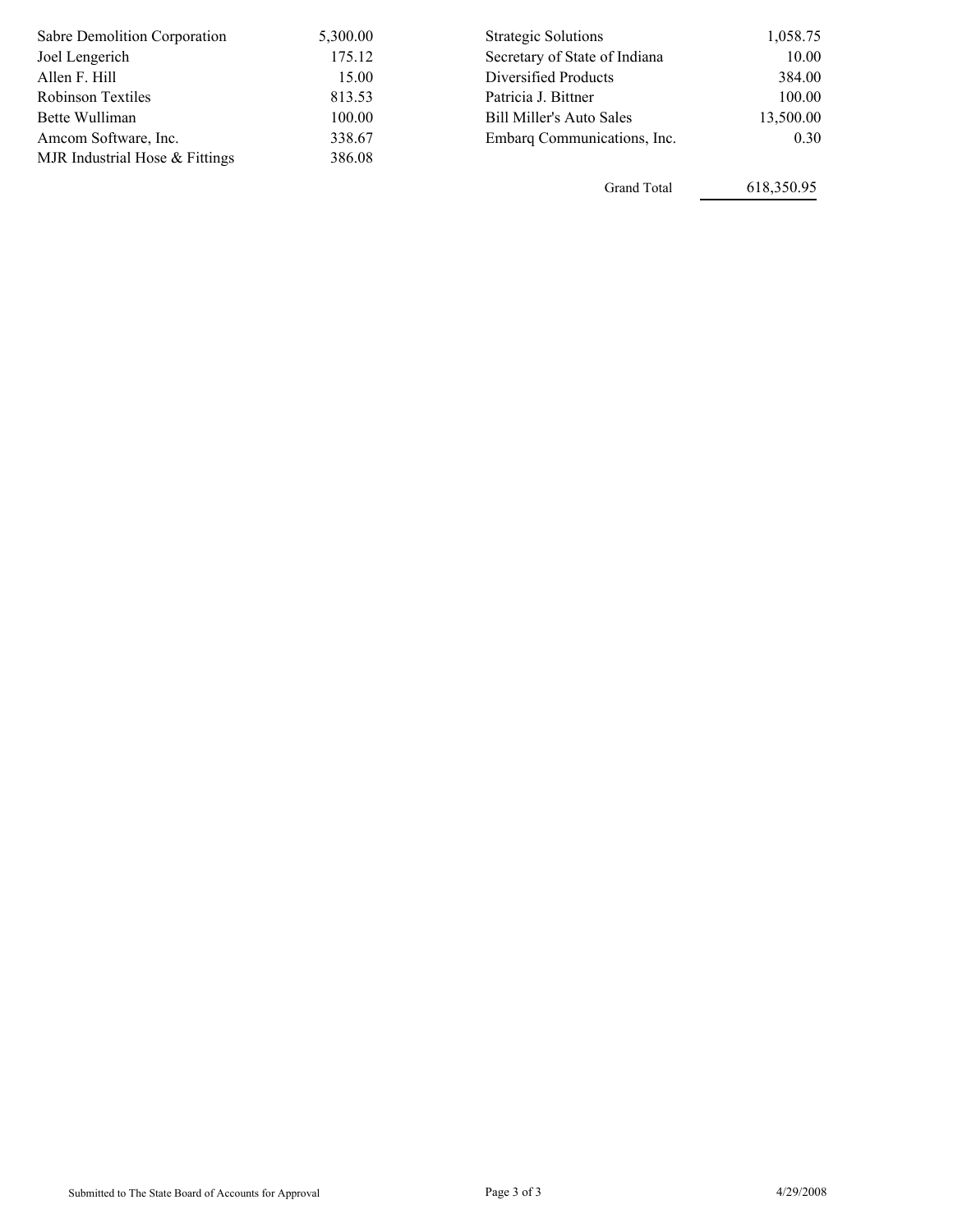| | | | |
|---|---|---|---|
| Sabre Demolition Corporation | 5,300.00 | Strategic Solutions | 1,058.75 |
| Joel Lengerich | 175.12 | Secretary of State of Indiana | 10.00 |
| Allen F. Hill | 15.00 | Diversified Products | 384.00 |
| Robinson Textiles | 813.53 | Patricia J. Bittner | 100.00 |
| Bette Wulliman | 100.00 | Bill Miller's Auto Sales | 13,500.00 |
| Amcom Software, Inc. | 338.67 | Embarq Communications, Inc. | 0.30 |
| MJR Industrial Hose & Fittings | 386.08 | | |
| | | Grand Total | 618,350.95 |

Submitted to The State Board of Accounts for Approval

4/29/2008